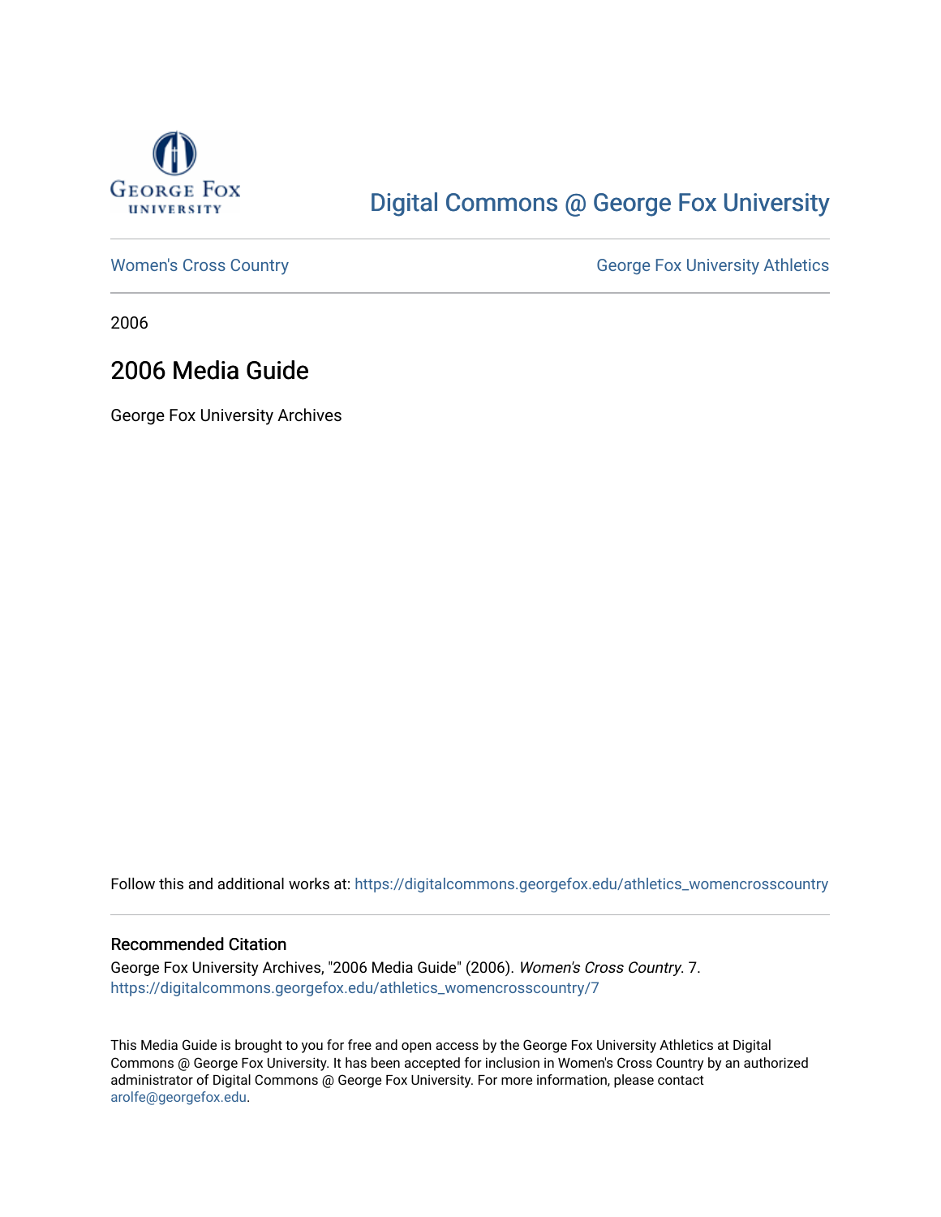George Fox University

Digital Commons @ George Fox University

Women's Cross Country

George Fox University Athletics

2006

# 2006 Media Guide

George Fox University Archives

Follow this and additional works at: https://digitalcommons.georgefox.edu/athletics_womencrosscountry

### Recommended Citation

George Fox University Archives, "2006 Media Guide" (2006). *Women's Cross Country*. 7.
https://digitalcommons.georgefox.edu/athletics_womencrosscountry/7

This Media Guide is brought to you for free and open access by the George Fox University Athletics at Digital Commons @ George Fox University. It has been accepted for inclusion in Women's Cross Country by an authorized administrator of Digital Commons @ George Fox University. For more information, please contact arolfe@georgefox.edu.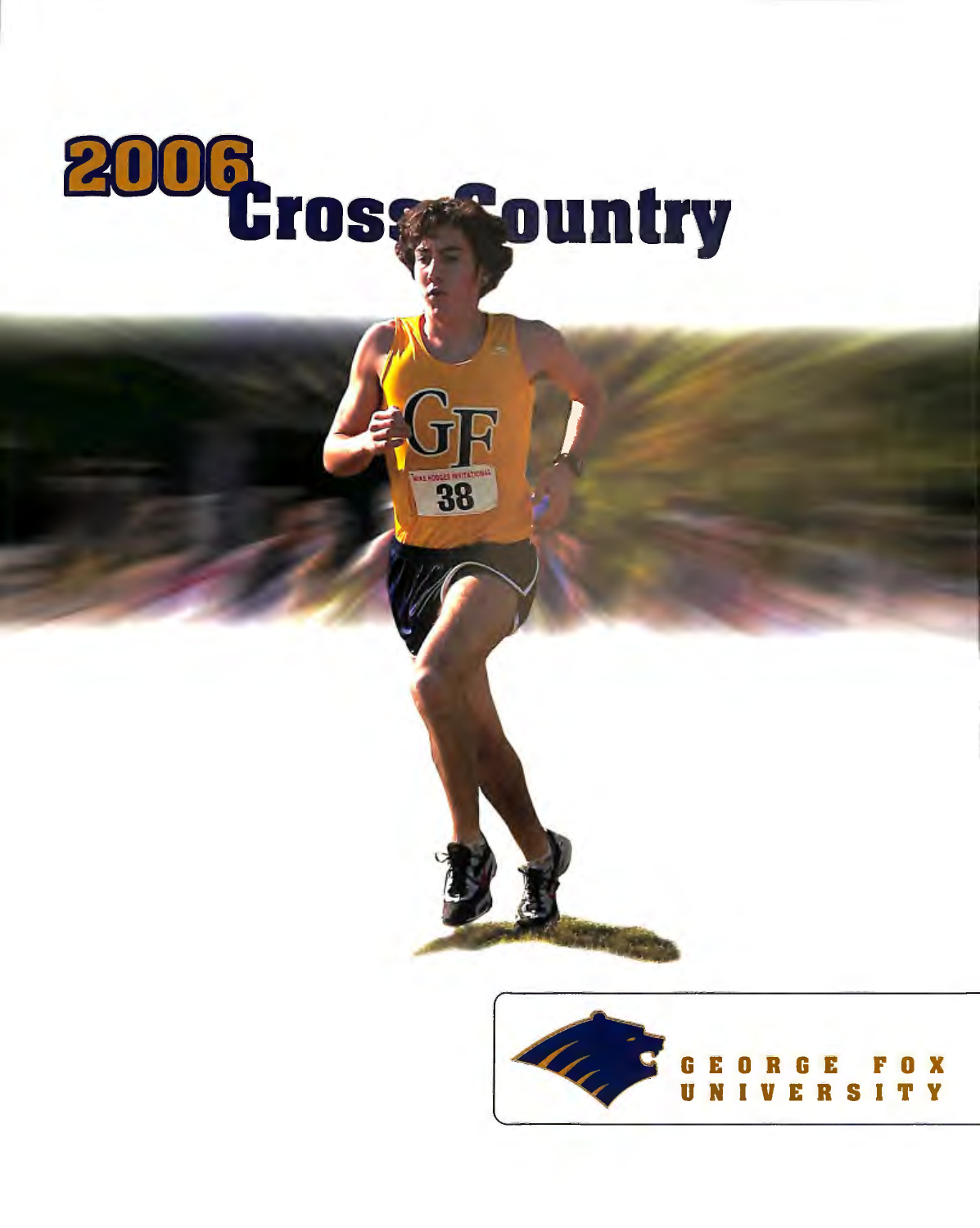# 2006 Cross Country

GEORGE FOX UNIVERSITY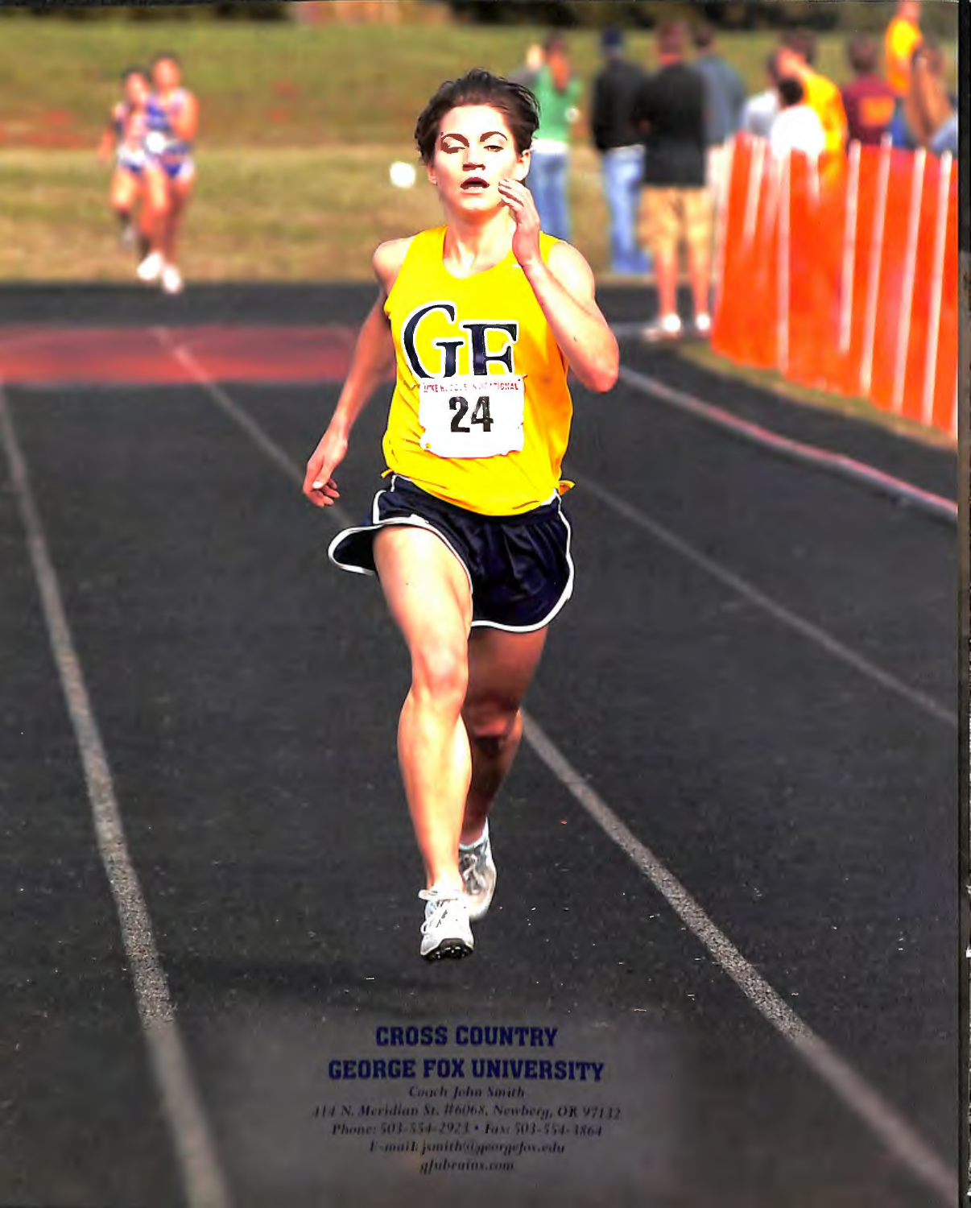**CROSS COUNTRY**

**GEORGE FOX UNIVERSITY**

*Coach John Smith*

*414 N. Meridian St. #6068, Newberg, OR 97132*

*Phone: 503-554-2923 • Fax: 503-554-3864*

*E-mail: jsmith@georgefox.edu*

*gfubruins.com*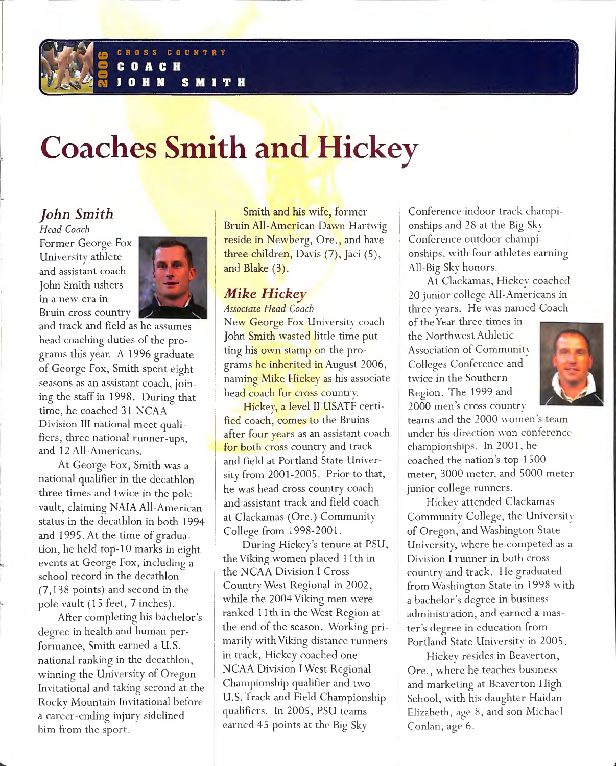2006 CROSS COUNTRY
COACH
JOHN SMITH

# Coaches Smith and Hickey

## *John Smith*

*Head Coach*

Former George Fox University athlete and assistant coach John Smith ushers in a new era in Bruin cross country and track and field as he assumes head coaching duties of the programs this year. A 1996 graduate of George Fox, Smith spent eight seasons as an assistant coach, joining the staff in 1998. During that time, he coached 31 NCAA Division III national meet qualifiers, three national runner-ups, and 12 All-Americans.

At George Fox, Smith was a national qualifier in the decathlon three times and twice in the pole vault, claiming NAIA All-American status in the decathlon in both 1994 and 1995. At the time of graduation, he held top-10 marks in eight events at George Fox, including a school record in the decathlon (7,138 points) and second in the pole vault (15 feet, 7 inches).

After completing his bachelor's degree in health and human performance, Smith earned a U.S. national ranking in the decathlon, winning the University of Oregon Invitational and taking second at the Rocky Mountain Invitational before a career-ending injury sidelined him from the sport.

Smith and his wife, former Bruin All-American Dawn Hartwig reside in Newberg, Ore., and have three children, Davis (7), Jaci (5), and Blake (3).

## *Mike Hickey*

*Associate Head Coach*

New George Fox University coach John Smith wasted little time putting his own stamp on the programs he inherited in August 2006, naming Mike Hickey as his associate head coach for cross country.

Hickey, a level II USATF certified coach, comes to the Bruins after four years as an assistant coach for both cross country and track and field at Portland State University from 2001-2005. Prior to that, he was head cross country coach and assistant track and field coach at Clackamas (Ore.) Community College from 1998-2001.

During Hickey's tenure at PSU, the Viking women placed 11th in the NCAA Division I Cross Country West Regional in 2002, while the 2004 Viking men were ranked 11th in the West Region at the end of the season. Working primarily with Viking distance runners in track, Hickey coached one NCAA Division I West Regional Championship qualifier and two U.S. Track and Field Championship qualifiers. In 2005, PSU teams earned 45 points at the Big Sky Conference indoor track championships and 28 at the Big Sky Conference outdoor championships, with four athletes earning All-Big Sky honors.

At Clackamas, Hickey coached 20 junior college All-Americans in three years. He was named Coach of the Year three times in the Northwest Athletic Association of Community Colleges Conference and twice in the Southern Region. The 1999 and 2000 men's cross country teams and the 2000 women's team under his direction won conference championships. In 2001, he coached the nation's top 1500 meter, 3000 meter, and 5000 meter junior college runners.

Hickey attended Clackamas Community College, the University of Oregon, and Washington State University, where he competed as a Division I runner in both cross country and track. He graduated from Washington State in 1998 with a bachelor's degree in business administration, and earned a master's degree in education from Portland State University in 2005.

Hickey resides in Beaverton, Ore., where he teaches business and marketing at Beaverton High School, with his daughter Haidan Elizabeth, age 8, and son Michael Conlan, age 6.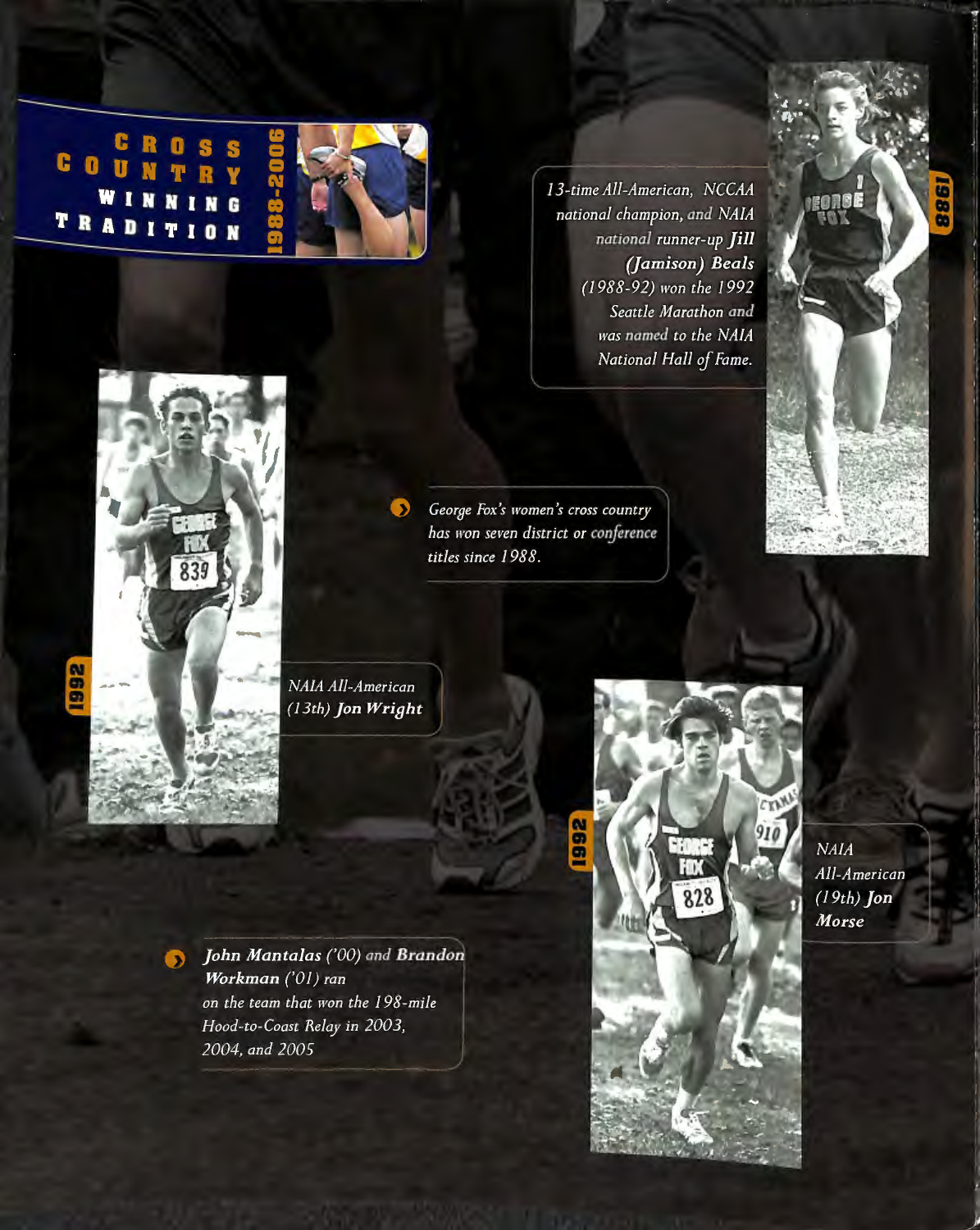# Cross Country Winning Tradition

1988-2006

1988

13-time All-American, NCCAA national champion, and NAIA national runner-up ***Jill (Jamison) Beals*** (1988-92) won the 1992 Seattle Marathon and was named to the NAIA National Hall of Fame.

George Fox's women's cross country has won seven district or conference titles since 1988.

1992

NAIA All-American (13th) ***Jon Wright***

1992

NAIA All-American (19th) ***Jon Morse***

***John Mantalas*** ('00) and ***Brandon Workman*** ('01) ran on the team that won the 198-mile Hood-to-Coast Relay in 2003, 2004, and 2005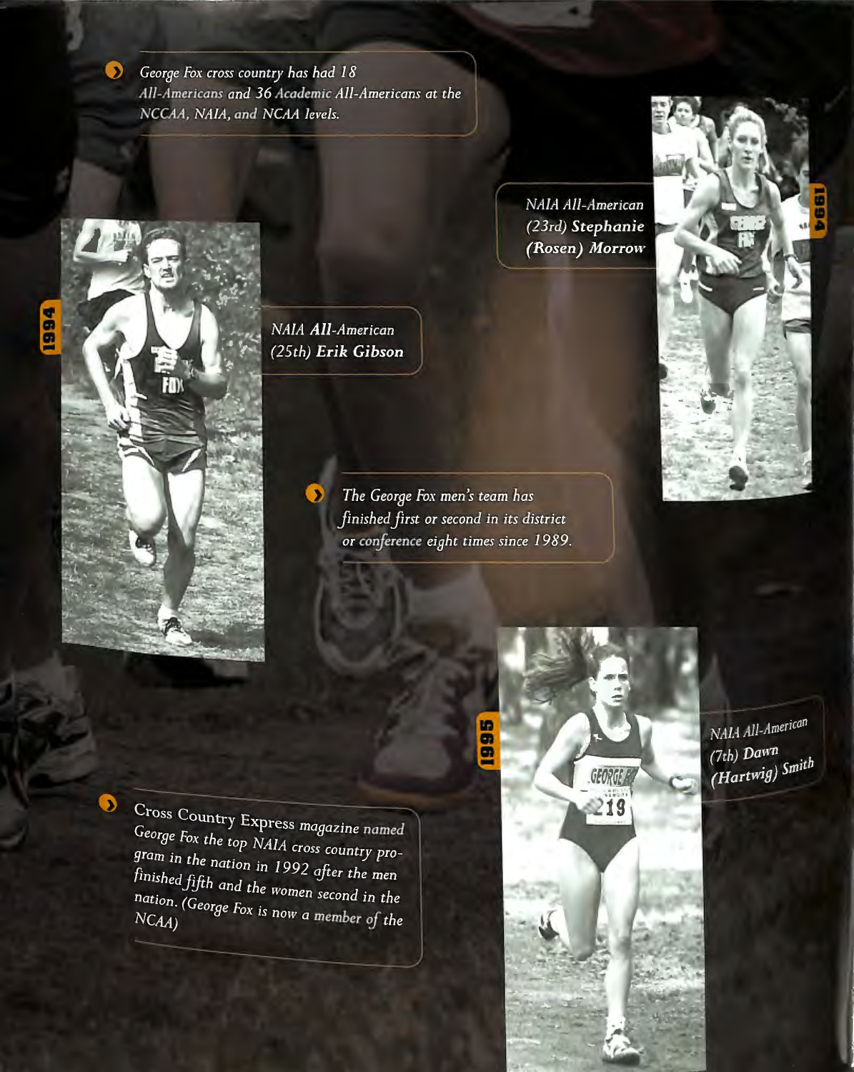George Fox cross country has had 18 All-Americans and 36 Academic All-Americans at the NCCAA, NAIA, and NCAA levels.

NAIA All-American (23rd) **Stephanie (Rosen) Morrow**

1994

1994

NAIA All-American (25th) **Erik Gibson**

The George Fox men's team has finished first or second in its district or conference eight times since 1989.

1995

NAIA All-American (7th) **Dawn (Hartwig) Smith**

Cross Country Express magazine named George Fox the top NAIA cross country program in the nation in 1992 after the men finished fifth and the women second in the nation. (George Fox is now a member of the NCAA)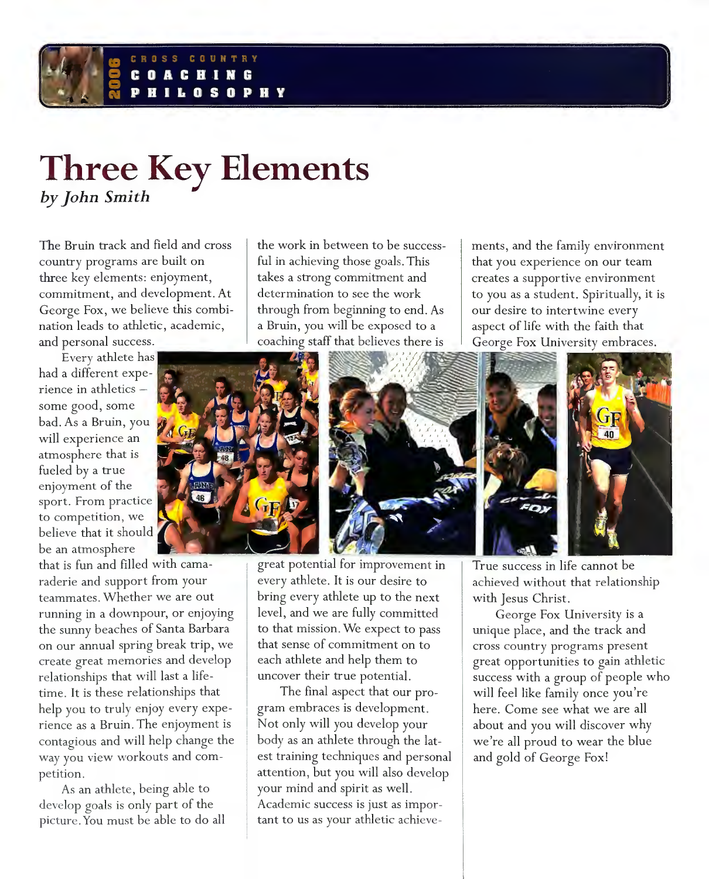2006 CROSS COUNTRY COACHING PHILOSOPHY

# Three Key Elements

*by John Smith*

The Bruin track and field and cross country programs are built on three key elements: enjoyment, commitment, and development. At George Fox, we believe this combination leads to athletic, academic, and personal success.

Every athlete has had a different experience in athletics – some good, some bad. As a Bruin, you will experience an atmosphere that is fueled by a true enjoyment of the sport. From practice to competition, we believe that it should be an atmosphere that is fun and filled with camaraderie and support from your teammates. Whether we are out running in a downpour, or enjoying the sunny beaches of Santa Barbara on our annual spring break trip, we create great memories and develop relationships that will last a lifetime. It is these relationships that help you to truly enjoy every experience as a Bruin. The enjoyment is contagious and will help change the way you view workouts and competition.

As an athlete, being able to develop goals is only part of the picture. You must be able to do all the work in between to be successful in achieving those goals. This takes a strong commitment and determination to see the work through from beginning to end. As a Bruin, you will be exposed to a coaching staff that believes there is great potential for improvement in every athlete. It is our desire to bring every athlete up to the next level, and we are fully committed to that mission. We expect to pass that sense of commitment on to each athlete and help them to uncover their true potential.

The final aspect that our program embraces is development. Not only will you develop your body as an athlete through the latest training techniques and personal attention, but you will also develop your mind and spirit as well. Academic success is just as important to us as your athletic achievements, and the family environment that you experience on our team creates a supportive environment to you as a student. Spiritually, it is our desire to intertwine every aspect of life with the faith that George Fox University embraces. True success in life cannot be achieved without that relationship with Jesus Christ.

George Fox University is a unique place, and the track and cross country programs present great opportunities to gain athletic success with a group of people who will feel like family once you're here. Come see what we are all about and you will discover why we're all proud to wear the blue and gold of George Fox!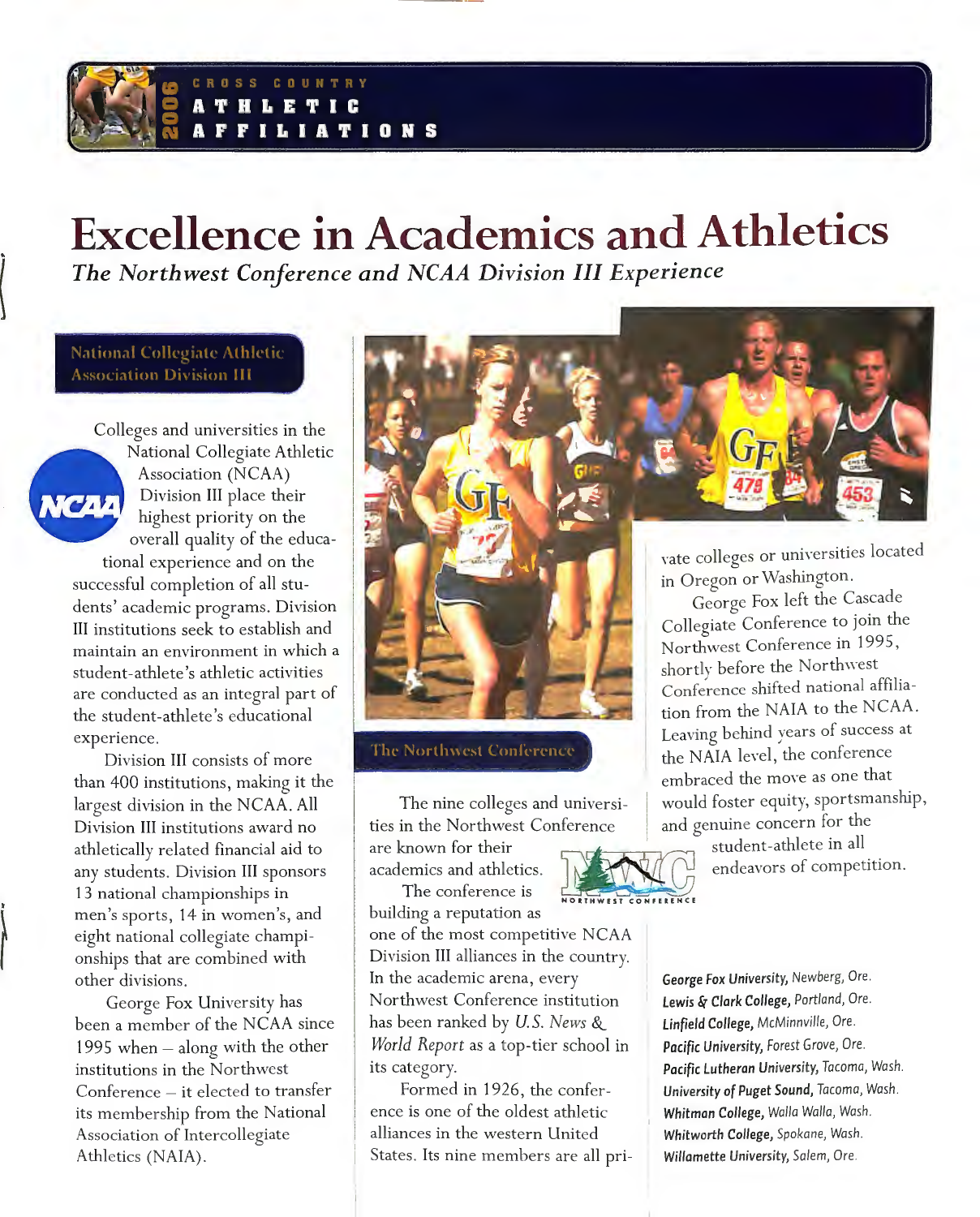2006 CROSS COUNTRY ATHLETIC AFFILIATIONS

# Excellence in Academics and Athletics

*The Northwest Conference and NCAA Division III Experience*

## National Collegiate Athletic Association Division III

Colleges and universities in the National Collegiate Athletic Association (NCAA) Division III place their highest priority on the overall quality of the educational experience and on the successful completion of all students' academic programs. Division III institutions seek to establish and maintain an environment in which a student-athlete's athletic activities are conducted as an integral part of the student-athlete's educational experience.

Division III consists of more than 400 institutions, making it the largest division in the NCAA. All Division III institutions award no athletically related financial aid to any students. Division III sponsors 13 national championships in men's sports, 14 in women's, and eight national collegiate championships that are combined with other divisions.

George Fox University has been a member of the NCAA since 1995 when – along with the other institutions in the Northwest Conference – it elected to transfer its membership from the National Association of Intercollegiate Athletics (NAIA).

## The Northwest Conference

The nine colleges and universities in the Northwest Conference are known for their academics and athletics.

The conference is building a reputation as one of the most competitive NCAA Division III alliances in the country. In the academic arena, every Northwest Conference institution has been ranked by *U.S. News & World Report* as a top-tier school in its category.

Formed in 1926, the conference is one of the oldest athletic alliances in the western United States. Its nine members are all private colleges or universities located in Oregon or Washington.

George Fox left the Cascade Collegiate Conference to join the Northwest Conference in 1995, shortly before the Northwest Conference shifted national affiliation from the NAIA to the NCAA. Leaving behind years of success at the NAIA level, the conference embraced the move as one that would foster equity, sportsmanship, and genuine concern for the student-athlete in all endeavors of competition.

**George Fox University**, Newberg, Ore.
**Lewis & Clark College**, Portland, Ore.
**Linfield College**, McMinnville, Ore.
**Pacific University**, Forest Grove, Ore.
**Pacific Lutheran University**, Tacoma, Wash.
**University of Puget Sound**, Tacoma, Wash.
**Whitman College**, Walla Walla, Wash.
**Whitworth College**, Spokane, Wash.
**Willamette University**, Salem, Ore.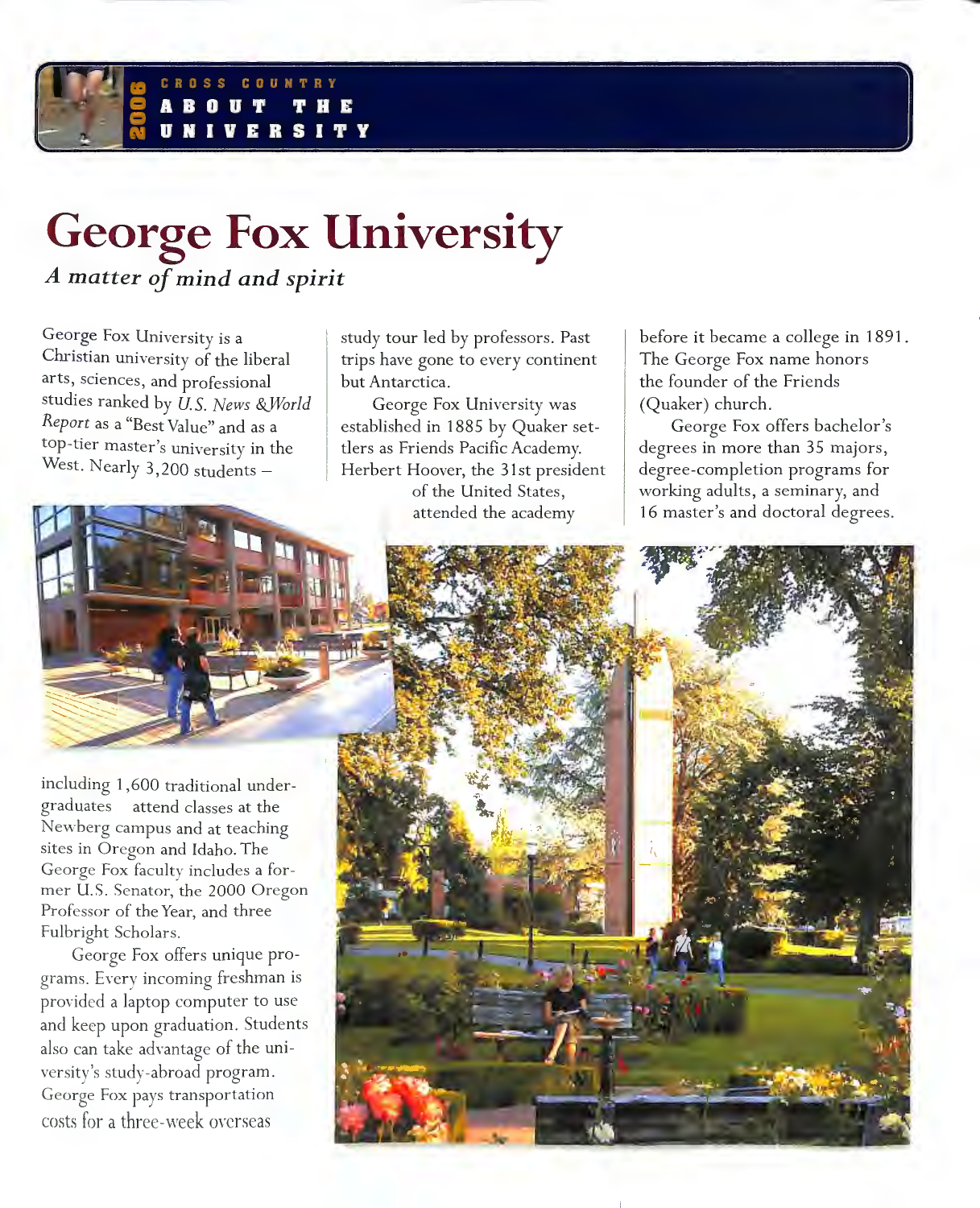# George Fox University

*A matter of mind and spirit*

George Fox University is a Christian university of the liberal arts, sciences, and professional studies ranked by *U.S. News & World Report* as a "Best Value" and as a top-tier master's university in the West. Nearly 3,200 students – including 1,600 traditional undergraduates attend classes at the Newberg campus and at teaching sites in Oregon and Idaho. The George Fox faculty includes a former U.S. Senator, the 2000 Oregon Professor of the Year, and three Fulbright Scholars.

George Fox offers unique programs. Every incoming freshman is provided a laptop computer to use and keep upon graduation. Students also can take advantage of the university's study-abroad program. George Fox pays transportation costs for a three-week overseas study tour led by professors. Past trips have gone to every continent but Antarctica.

George Fox University was established in 1885 by Quaker settlers as Friends Pacific Academy. Herbert Hoover, the 31st president of the United States, attended the academy before it became a college in 1891. The George Fox name honors the founder of the Friends (Quaker) church.

George Fox offers bachelor's degrees in more than 35 majors, degree-completion programs for working adults, a seminary, and 16 master's and doctoral degrees.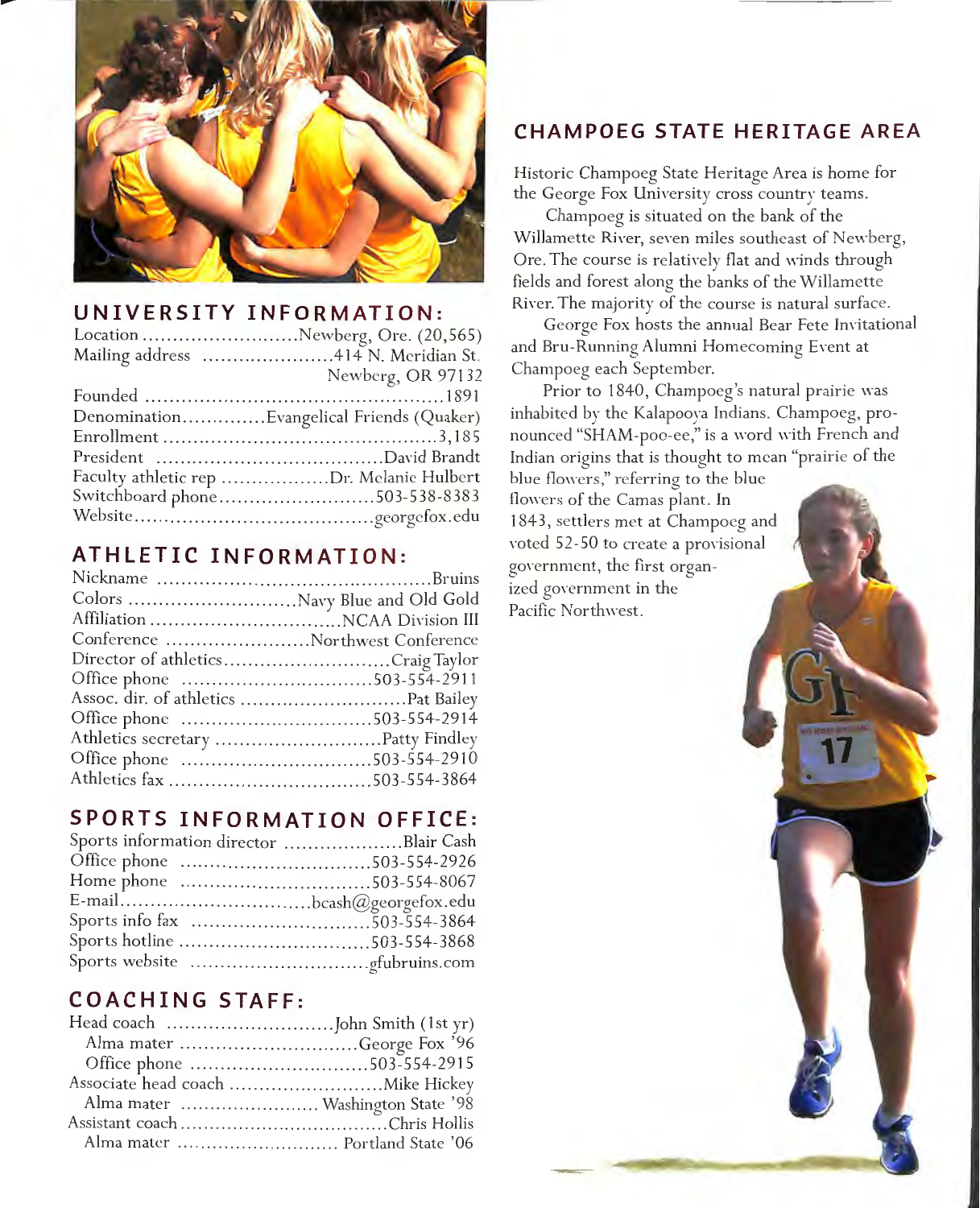## UNIVERSITY INFORMATION:

| | |
|---|---|
| Location | Newberg, Ore. (20,565) |
| Mailing address | 414 N. Meridian St. Newberg, OR 97132 |
| Founded | 1891 |
| Denomination | Evangelical Friends (Quaker) |
| Enrollment | 3,185 |
| President | David Brandt |
| Faculty athletic rep | Dr. Melanie Hulbert |
| Switchboard phone | 503-538-8383 |
| Website | georgefox.edu |

## ATHLETIC INFORMATION:

| | |
|---|---|
| Nickname | Bruins |
| Colors | Navy Blue and Old Gold |
| Affiliation | NCAA Division III |
| Conference | Northwest Conference |
| Director of athletics | Craig Taylor |
| Office phone | 503-554-2911 |
| Assoc. dir. of athletics | Pat Bailey |
| Office phone | 503-554-2914 |
| Athletics secretary | Patty Findley |
| Office phone | 503-554-2910 |
| Athletics fax | 503-554-3864 |

## SPORTS INFORMATION OFFICE:

| | |
|---|---|
| Sports information director | Blair Cash |
| Office phone | 503-554-2926 |
| Home phone | 503-554-8067 |
| E-mail | bcash@georgefox.edu |
| Sports info fax | 503-554-3864 |
| Sports hotline | 503-554-3868 |
| Sports website | gfubruins.com |

## COACHING STAFF:

| | |
|---|---|
| Head coach | John Smith (1st yr) |
| Alma mater | George Fox '96 |
| Office phone | 503-554-2915 |
| Associate head coach | Mike Hickey |
| Alma mater | Washington State '98 |
| Assistant coach | Chris Hollis |
| Alma mater | Portland State '06 |

## CHAMPOEG STATE HERITAGE AREA

Historic Champoeg State Heritage Area is home for the George Fox University cross country teams.

Champoeg is situated on the bank of the Willamette River, seven miles southeast of Newberg, Ore. The course is relatively flat and winds through fields and forest along the banks of the Willamette River. The majority of the course is natural surface.

George Fox hosts the annual Bear Fete Invitational and Bru-Running Alumni Homecoming Event at Champoeg each September.

Prior to 1840, Champoeg's natural prairie was inhabited by the Kalapooya Indians. Champoeg, pronounced "SHAM-poo-ee," is a word with French and Indian origins that is thought to mean "prairie of the blue flowers," referring to the blue flowers of the Camas plant. In 1843, settlers met at Champoeg and voted 52-50 to create a provisional government, the first organized government in the Pacific Northwest.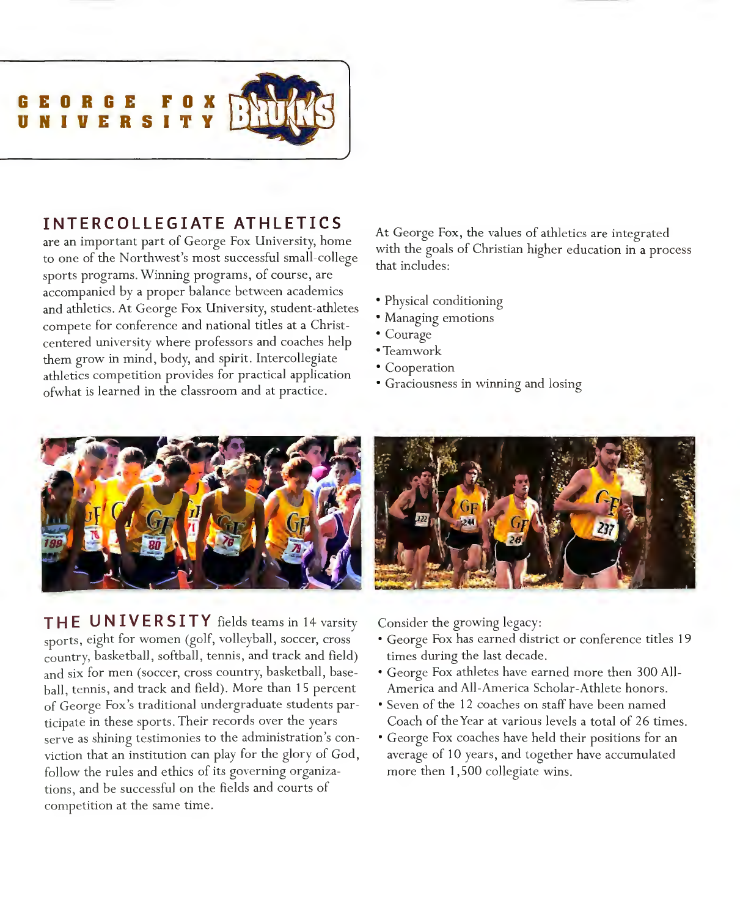# GEORGE FOX UNIVERSITY BRUINS

**INTERCOLLEGIATE ATHLETICS** are an important part of George Fox University, home to one of the Northwest's most successful small-college sports programs. Winning programs, of course, are accompanied by a proper balance between academics and athletics. At George Fox University, student-athletes compete for conference and national titles at a Christ-centered university where professors and coaches help them grow in mind, body, and spirit. Intercollegiate athletics competition provides for practical application ofwhat is learned in the classroom and at practice.

At George Fox, the values of athletics are integrated with the goals of Christian higher education in a process that includes:

- Physical conditioning
- Managing emotions
- Courage
- Teamwork
- Cooperation
- Graciousness in winning and losing

**THE UNIVERSITY** fields teams in 14 varsity sports, eight for women (golf, volleyball, soccer, cross country, basketball, softball, tennis, and track and field) and six for men (soccer, cross country, basketball, baseball, tennis, and track and field). More than 15 percent of George Fox's traditional undergraduate students participate in these sports. Their records over the years serve as shining testimonies to the administration's conviction that an institution can play for the glory of God, follow the rules and ethics of its governing organizations, and be successful on the fields and courts of competition at the same time.

Consider the growing legacy:

- George Fox has earned district or conference titles 19 times during the last decade.
- George Fox athletes have earned more then 300 All-America and All-America Scholar-Athlete honors.
- Seven of the 12 coaches on staff have been named Coach of the Year at various levels a total of 26 times.
- George Fox coaches have held their positions for an average of 10 years, and together have accumulated more then 1,500 collegiate wins.